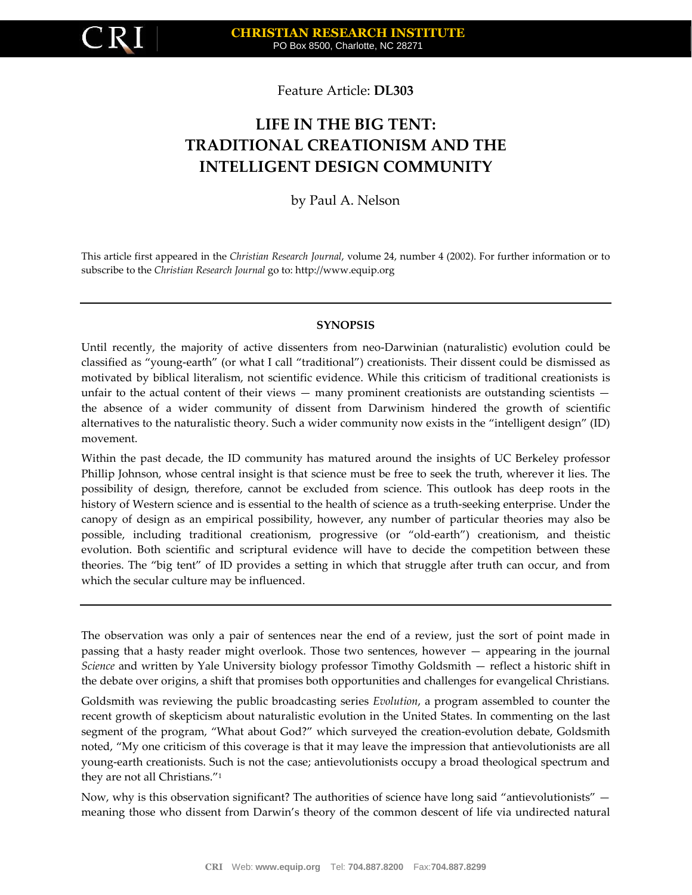Feature Article: **DL303**

# LIFE IN THE BIG TENT: TRADITIONAL CREATIONISM AND THE INTELLIGENT DESIGN COMMUNITY

by Paul A. Nelson

This article first appeared in the *Christian Research Journal*, volume 24, number 4 (2002). For further information or to subscribe to the *Christian Research Journal* go to: http://www.equip.org

---

### SYNOPSIS

Until recently, the majority of active dissenters from neo-Darwinian (naturalistic) evolution could be classified as "young-earth" (or what I call "traditional") creationists. Their dissent could be dismissed as motivated by biblical literalism, not scientific evidence. While this criticism of traditional creationists is unfair to the actual content of their views — many prominent creationists are outstanding scientists — the absence of a wider community of dissent from Darwinism hindered the growth of scientific alternatives to the naturalistic theory. Such a wider community now exists in the "intelligent design" (ID) movement.

Within the past decade, the ID community has matured around the insights of UC Berkeley professor Phillip Johnson, whose central insight is that science must be free to seek the truth, wherever it lies. The possibility of design, therefore, cannot be excluded from science. This outlook has deep roots in the history of Western science and is essential to the health of science as a truth-seeking enterprise. Under the canopy of design as an empirical possibility, however, any number of particular theories may also be possible, including traditional creationism, progressive (or "old-earth") creationism, and theistic evolution. Both scientific and scriptural evidence will have to decide the competition between these theories. The "big tent" of ID provides a setting in which that struggle after truth can occur, and from which the secular culture may be influenced.

---

The observation was only a pair of sentences near the end of a review, just the sort of point made in passing that a hasty reader might overlook. Those two sentences, however — appearing in the journal *Science* and written by Yale University biology professor Timothy Goldsmith — reflect a historic shift in the debate over origins, a shift that promises both opportunities and challenges for evangelical Christians.

Goldsmith was reviewing the public broadcasting series *Evolution*, a program assembled to counter the recent growth of skepticism about naturalistic evolution in the United States. In commenting on the last segment of the program, "What about God?" which surveyed the creation-evolution debate, Goldsmith noted, "My one criticism of this coverage is that it may leave the impression that antievolutionists are all young-earth creationists. Such is not the case; antievolutionists occupy a broad theological spectrum and they are not all Christians."[1]

Now, why is this observation significant? The authorities of science have long said "antievolutionists" — meaning those who dissent from Darwin's theory of the common descent of life via undirected natural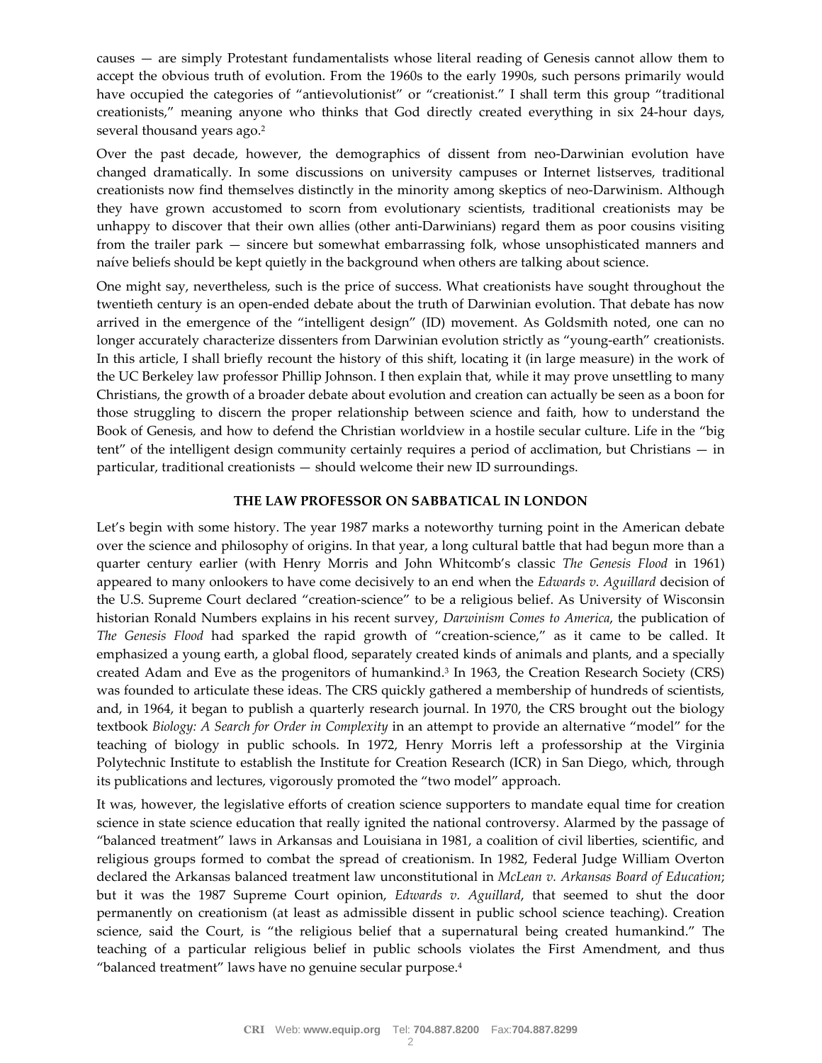causes — are simply Protestant fundamentalists whose literal reading of Genesis cannot allow them to accept the obvious truth of evolution. From the 1960s to the early 1990s, such persons primarily would have occupied the categories of "antievolutionist" or "creationist." I shall term this group "traditional creationists," meaning anyone who thinks that God directly created everything in six 24-hour days, several thousand years ago.[2]

Over the past decade, however, the demographics of dissent from neo-Darwinian evolution have changed dramatically. In some discussions on university campuses or Internet listserves, traditional creationists now find themselves distinctly in the minority among skeptics of neo-Darwinism. Although they have grown accustomed to scorn from evolutionary scientists, traditional creationists may be unhappy to discover that their own allies (other anti-Darwinians) regard them as poor cousins visiting from the trailer park — sincere but somewhat embarrassing folk, whose unsophisticated manners and naíve beliefs should be kept quietly in the background when others are talking about science.

One might say, nevertheless, such is the price of success. What creationists have sought throughout the twentieth century is an open-ended debate about the truth of Darwinian evolution. That debate has now arrived in the emergence of the "intelligent design" (ID) movement. As Goldsmith noted, one can no longer accurately characterize dissenters from Darwinian evolution strictly as "young-earth" creationists. In this article, I shall briefly recount the history of this shift, locating it (in large measure) in the work of the UC Berkeley law professor Phillip Johnson. I then explain that, while it may prove unsettling to many Christians, the growth of a broader debate about evolution and creation can actually be seen as a boon for those struggling to discern the proper relationship between science and faith, how to understand the Book of Genesis, and how to defend the Christian worldview in a hostile secular culture. Life in the "big tent" of the intelligent design community certainly requires a period of acclimation, but Christians — in particular, traditional creationists — should welcome their new ID surroundings.

## THE LAW PROFESSOR ON SABBATICAL IN LONDON

Let's begin with some history. The year 1987 marks a noteworthy turning point in the American debate over the science and philosophy of origins. In that year, a long cultural battle that had begun more than a quarter century earlier (with Henry Morris and John Whitcomb's classic *The Genesis Flood* in 1961) appeared to many onlookers to have come decisively to an end when the *Edwards v. Aguillard* decision of the U.S. Supreme Court declared "creation-science" to be a religious belief. As University of Wisconsin historian Ronald Numbers explains in his recent survey, *Darwinism Comes to America*, the publication of *The Genesis Flood* had sparked the rapid growth of "creation-science," as it came to be called. It emphasized a young earth, a global flood, separately created kinds of animals and plants, and a specially created Adam and Eve as the progenitors of humankind.[3] In 1963, the Creation Research Society (CRS) was founded to articulate these ideas. The CRS quickly gathered a membership of hundreds of scientists, and, in 1964, it began to publish a quarterly research journal. In 1970, the CRS brought out the biology textbook *Biology: A Search for Order in Complexity* in an attempt to provide an alternative "model" for the teaching of biology in public schools. In 1972, Henry Morris left a professorship at the Virginia Polytechnic Institute to establish the Institute for Creation Research (ICR) in San Diego, which, through its publications and lectures, vigorously promoted the "two model" approach.

It was, however, the legislative efforts of creation science supporters to mandate equal time for creation science in state science education that really ignited the national controversy. Alarmed by the passage of "balanced treatment" laws in Arkansas and Louisiana in 1981, a coalition of civil liberties, scientific, and religious groups formed to combat the spread of creationism. In 1982, Federal Judge William Overton declared the Arkansas balanced treatment law unconstitutional in *McLean v. Arkansas Board of Education*; but it was the 1987 Supreme Court opinion, *Edwards v. Aguillard*, that seemed to shut the door permanently on creationism (at least as admissible dissent in public school science teaching). Creation science, said the Court, is "the religious belief that a supernatural being created humankind." The teaching of a particular religious belief in public schools violates the First Amendment, and thus "balanced treatment" laws have no genuine secular purpose.[4]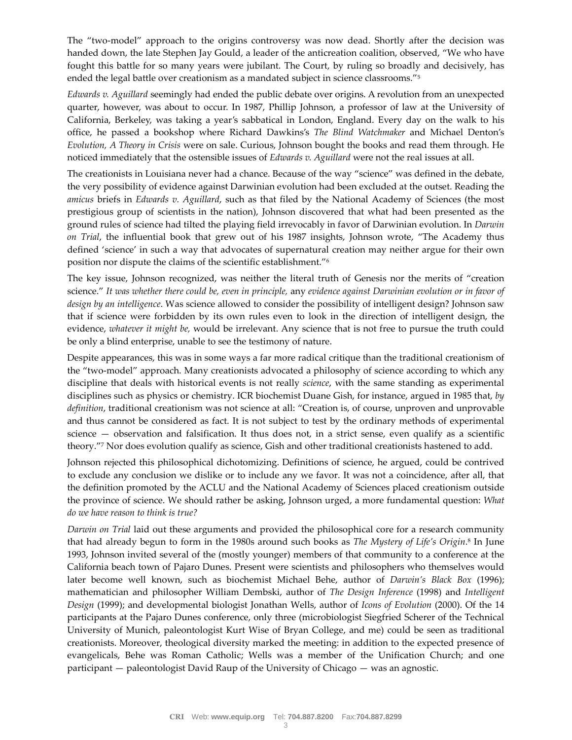The "two-model" approach to the origins controversy was now dead. Shortly after the decision was handed down, the late Stephen Jay Gould, a leader of the anticreation coalition, observed, "We who have fought this battle for so many years were jubilant. The Court, by ruling so broadly and decisively, has ended the legal battle over creationism as a mandated subject in science classrooms."[5]

*Edwards v. Aguillard* seemingly had ended the public debate over origins. A revolution from an unexpected quarter, however, was about to occur. In 1987, Phillip Johnson, a professor of law at the University of California, Berkeley, was taking a year's sabbatical in London, England. Every day on the walk to his office, he passed a bookshop where Richard Dawkins's *The Blind Watchmaker* and Michael Denton's *Evolution, A Theory in Crisis* were on sale. Curious, Johnson bought the books and read them through. He noticed immediately that the ostensible issues of *Edwards v. Aguillard* were not the real issues at all.

The creationists in Louisiana never had a chance. Because of the way "science" was defined in the debate, the very possibility of evidence against Darwinian evolution had been excluded at the outset. Reading the *amicus* briefs in *Edwards v. Aguillard*, such as that filed by the National Academy of Sciences (the most prestigious group of scientists in the nation), Johnson discovered that what had been presented as the ground rules of science had tilted the playing field irrevocably in favor of Darwinian evolution. In *Darwin on Trial*, the influential book that grew out of his 1987 insights, Johnson wrote, "The Academy thus defined 'science' in such a way that advocates of supernatural creation may neither argue for their own position nor dispute the claims of the scientific establishment."[6]

The key issue, Johnson recognized, was neither the literal truth of Genesis nor the merits of "creation science." *It was whether there could be, even in principle,* any *evidence against Darwinian evolution or in favor of design by an intelligence*. Was science allowed to consider the possibility of intelligent design? Johnson saw that if science were forbidden by its own rules even to look in the direction of intelligent design, the evidence, *whatever it might be,* would be irrelevant. Any science that is not free to pursue the truth could be only a blind enterprise, unable to see the testimony of nature.

Despite appearances, this was in some ways a far more radical critique than the traditional creationism of the "two-model" approach. Many creationists advocated a philosophy of science according to which any discipline that deals with historical events is not really *science*, with the same standing as experimental disciplines such as physics or chemistry. ICR biochemist Duane Gish, for instance, argued in 1985 that, *by definition*, traditional creationism was not science at all: "Creation is, of course, unproven and unprovable and thus cannot be considered as fact. It is not subject to test by the ordinary methods of experimental science — observation and falsification. It thus does not, in a strict sense, even qualify as a scientific theory."[7] Nor does evolution qualify as science, Gish and other traditional creationists hastened to add.

Johnson rejected this philosophical dichotomizing. Definitions of science, he argued, could be contrived to exclude any conclusion we dislike or to include any we favor. It was not a coincidence, after all, that the definition promoted by the ACLU and the National Academy of Sciences placed creationism outside the province of science. We should rather be asking, Johnson urged, a more fundamental question: *What do we have reason to think is true?*

*Darwin on Trial* laid out these arguments and provided the philosophical core for a research community that had already begun to form in the 1980s around such books as *The Mystery of Life's Origin*.[8] In June 1993, Johnson invited several of the (mostly younger) members of that community to a conference at the California beach town of Pajaro Dunes. Present were scientists and philosophers who themselves would later become well known, such as biochemist Michael Behe, author of *Darwin's Black Box* (1996); mathematician and philosopher William Dembski, author of *The Design Inference* (1998) and *Intelligent Design* (1999); and developmental biologist Jonathan Wells, author of *Icons of Evolution* (2000). Of the 14 participants at the Pajaro Dunes conference, only three (microbiologist Siegfried Scherer of the Technical University of Munich, paleontologist Kurt Wise of Bryan College, and me) could be seen as traditional creationists. Moreover, theological diversity marked the meeting: in addition to the expected presence of evangelicals, Behe was Roman Catholic; Wells was a member of the Unification Church; and one participant — paleontologist David Raup of the University of Chicago — was an agnostic.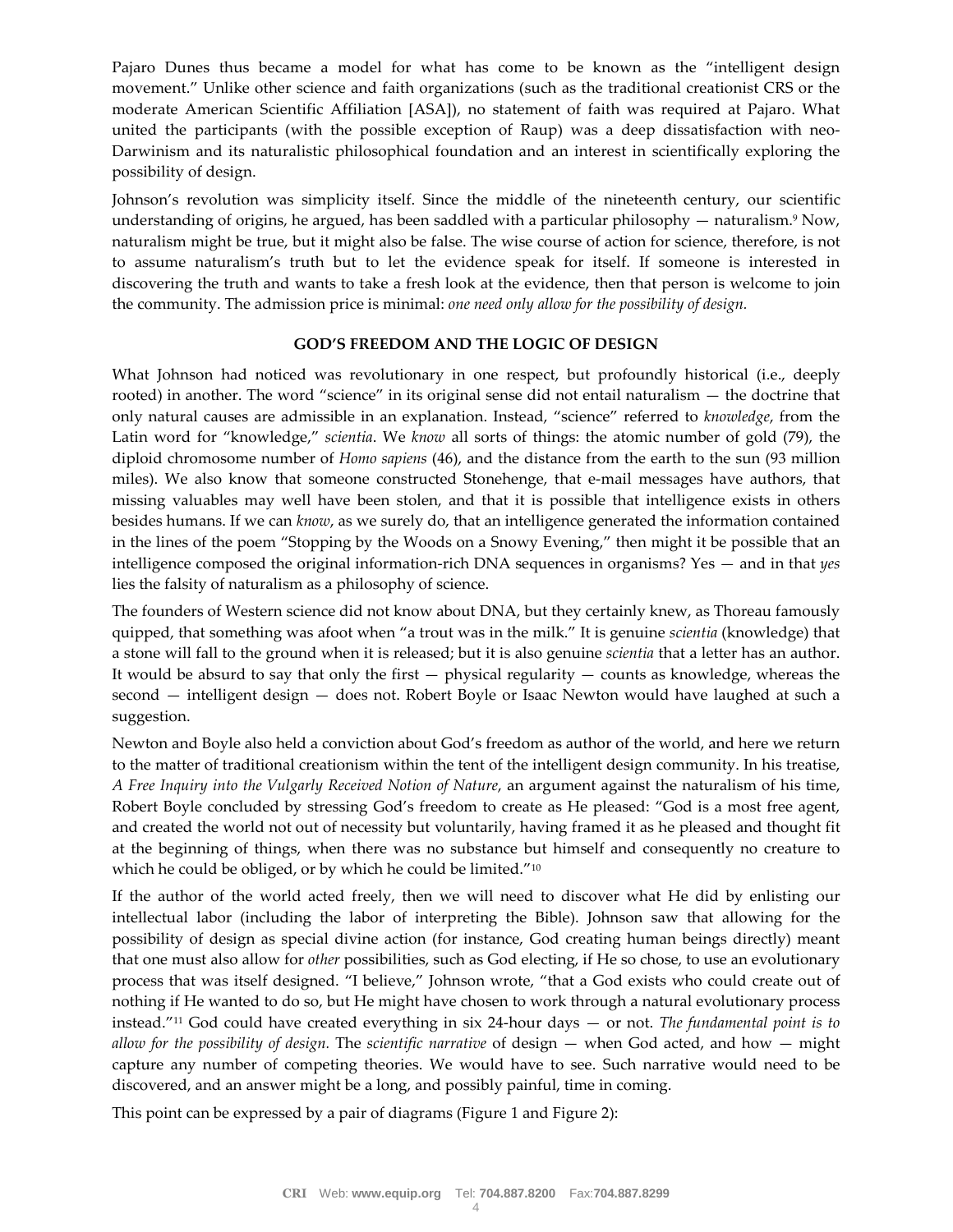Pajaro Dunes thus became a model for what has come to be known as the "intelligent design movement." Unlike other science and faith organizations (such as the traditional creationist CRS or the moderate American Scientific Affiliation [ASA]), no statement of faith was required at Pajaro. What united the participants (with the possible exception of Raup) was a deep dissatisfaction with neo-Darwinism and its naturalistic philosophical foundation and an interest in scientifically exploring the possibility of design.

Johnson's revolution was simplicity itself. Since the middle of the nineteenth century, our scientific understanding of origins, he argued, has been saddled with a particular philosophy — naturalism.[9] Now, naturalism might be true, but it might also be false. The wise course of action for science, therefore, is not to assume naturalism's truth but to let the evidence speak for itself. If someone is interested in discovering the truth and wants to take a fresh look at the evidence, then that person is welcome to join the community. The admission price is minimal: *one need only allow for the possibility of design.*

**GOD'S FREEDOM AND THE LOGIC OF DESIGN**

What Johnson had noticed was revolutionary in one respect, but profoundly historical (i.e., deeply rooted) in another. The word "science" in its original sense did not entail naturalism — the doctrine that only natural causes are admissible in an explanation. Instead, "science" referred to *knowledge*, from the Latin word for "knowledge," *scientia*. We *know* all sorts of things: the atomic number of gold (79), the diploid chromosome number of *Homo sapiens* (46), and the distance from the earth to the sun (93 million miles). We also know that someone constructed Stonehenge, that e-mail messages have authors, that missing valuables may well have been stolen, and that it is possible that intelligence exists in others besides humans. If we can *know*, as we surely do, that an intelligence generated the information contained in the lines of the poem "Stopping by the Woods on a Snowy Evening," then might it be possible that an intelligence composed the original information-rich DNA sequences in organisms? Yes — and in that *yes* lies the falsity of naturalism as a philosophy of science.

The founders of Western science did not know about DNA, but they certainly knew, as Thoreau famously quipped, that something was afoot when "a trout was in the milk." It is genuine *scientia* (knowledge) that a stone will fall to the ground when it is released; but it is also genuine *scientia* that a letter has an author. It would be absurd to say that only the first — physical regularity — counts as knowledge, whereas the second — intelligent design — does not. Robert Boyle or Isaac Newton would have laughed at such a suggestion.

Newton and Boyle also held a conviction about God's freedom as author of the world, and here we return to the matter of traditional creationism within the tent of the intelligent design community. In his treatise, *A Free Inquiry into the Vulgarly Received Notion of Nature*, an argument against the naturalism of his time, Robert Boyle concluded by stressing God's freedom to create as He pleased: "God is a most free agent, and created the world not out of necessity but voluntarily, having framed it as he pleased and thought fit at the beginning of things, when there was no substance but himself and consequently no creature to which he could be obliged, or by which he could be limited."[10]

If the author of the world acted freely, then we will need to discover what He did by enlisting our intellectual labor (including the labor of interpreting the Bible). Johnson saw that allowing for the possibility of design as special divine action (for instance, God creating human beings directly) meant that one must also allow for *other* possibilities, such as God electing, if He so chose, to use an evolutionary process that was itself designed. "I believe," Johnson wrote, "that a God exists who could create out of nothing if He wanted to do so, but He might have chosen to work through a natural evolutionary process instead."[11] God could have created everything in six 24-hour days — or not. *The fundamental point is to allow for the possibility of design.* The *scientific narrative* of design — when God acted, and how — might capture any number of competing theories. We would have to see. Such narrative would need to be discovered, and an answer might be a long, and possibly painful, time in coming.

This point can be expressed by a pair of diagrams (Figure 1 and Figure 2):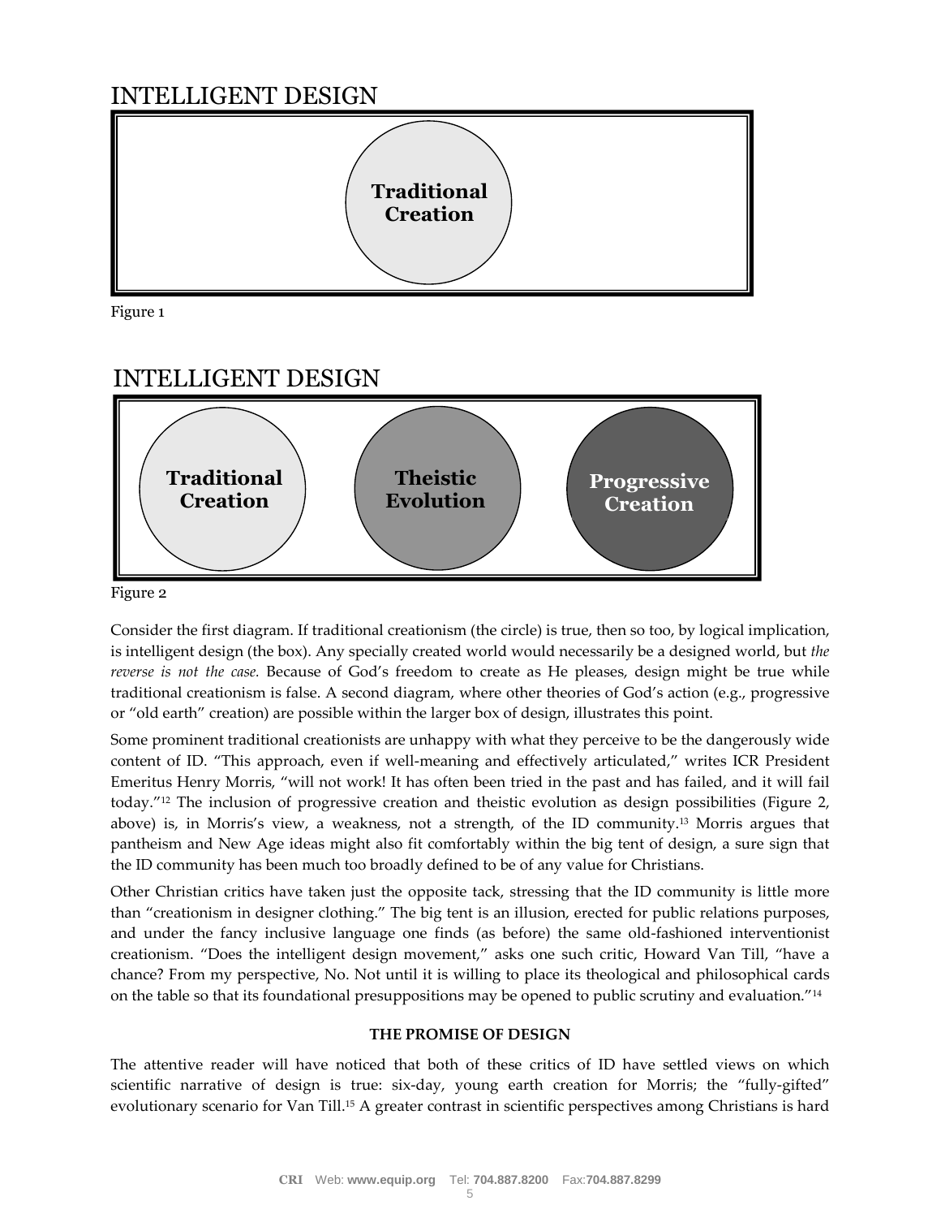## INTELLIGENT DESIGN

Traditional Creation

Figure 1

## INTELLIGENT DESIGN

Traditional Creation | Theistic Evolution | Progressive Creation

Figure 2

Consider the first diagram. If traditional creationism (the circle) is true, then so too, by logical implication, is intelligent design (the box). Any specially created world would necessarily be a designed world, but *the reverse is not the case.* Because of God's freedom to create as He pleases, design might be true while traditional creationism is false. A second diagram, where other theories of God's action (e.g., progressive or "old earth" creation) are possible within the larger box of design, illustrates this point.

Some prominent traditional creationists are unhappy with what they perceive to be the dangerously wide content of ID. "This approach, even if well-meaning and effectively articulated," writes ICR President Emeritus Henry Morris, "will not work! It has often been tried in the past and has failed, and it will fail today."[12] The inclusion of progressive creation and theistic evolution as design possibilities (Figure 2, above) is, in Morris's view, a weakness, not a strength, of the ID community.[13] Morris argues that pantheism and New Age ideas might also fit comfortably within the big tent of design, a sure sign that the ID community has been much too broadly defined to be of any value for Christians.

Other Christian critics have taken just the opposite tack, stressing that the ID community is little more than "creationism in designer clothing." The big tent is an illusion, erected for public relations purposes, and under the fancy inclusive language one finds (as before) the same old-fashioned interventionist creationism. "Does the intelligent design movement," asks one such critic, Howard Van Till, "have a chance? From my perspective, No. Not until it is willing to place its theological and philosophical cards on the table so that its foundational presuppositions may be opened to public scrutiny and evaluation."[14]

### THE PROMISE OF DESIGN

The attentive reader will have noticed that both of these critics of ID have settled views on which scientific narrative of design is true: six-day, young earth creation for Morris; the "fully-gifted" evolutionary scenario for Van Till.[15] A greater contrast in scientific perspectives among Christians is hard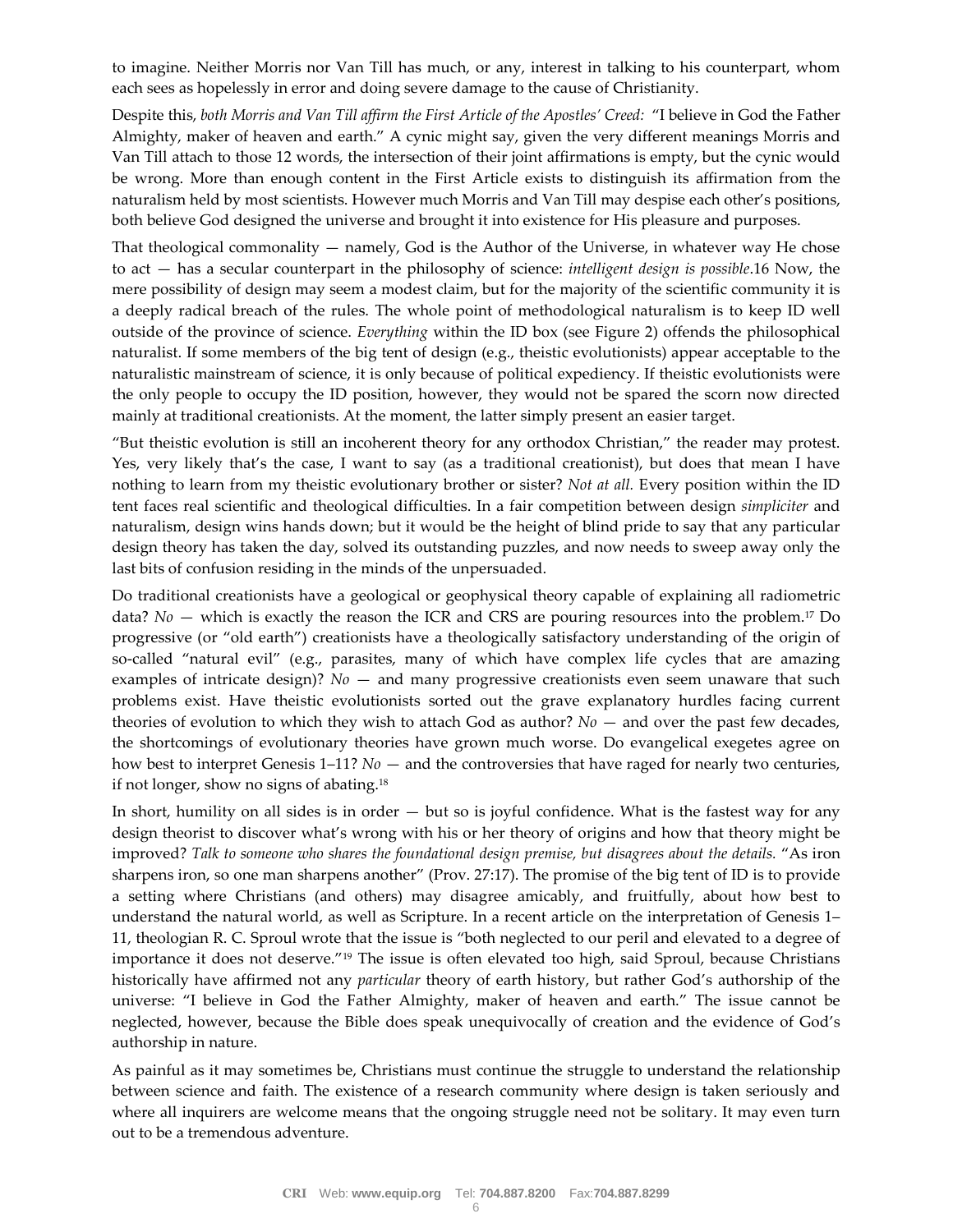to imagine. Neither Morris nor Van Till has much, or any, interest in talking to his counterpart, whom each sees as hopelessly in error and doing severe damage to the cause of Christianity.

Despite this, *both Morris and Van Till affirm the First Article of the Apostles' Creed:* "I believe in God the Father Almighty, maker of heaven and earth." A cynic might say, given the very different meanings Morris and Van Till attach to those 12 words, the intersection of their joint affirmations is empty, but the cynic would be wrong. More than enough content in the First Article exists to distinguish its affirmation from the naturalism held by most scientists. However much Morris and Van Till may despise each other's positions, both believe God designed the universe and brought it into existence for His pleasure and purposes.

That theological commonality — namely, God is the Author of the Universe, in whatever way He chose to act — has a secular counterpart in the philosophy of science: *intelligent design is possible*.16 Now, the mere possibility of design may seem a modest claim, but for the majority of the scientific community it is a deeply radical breach of the rules. The whole point of methodological naturalism is to keep ID well outside of the province of science. *Everything* within the ID box (see Figure 2) offends the philosophical naturalist. If some members of the big tent of design (e.g., theistic evolutionists) appear acceptable to the naturalistic mainstream of science, it is only because of political expediency. If theistic evolutionists were the only people to occupy the ID position, however, they would not be spared the scorn now directed mainly at traditional creationists. At the moment, the latter simply present an easier target.

"But theistic evolution is still an incoherent theory for any orthodox Christian," the reader may protest. Yes, very likely that's the case, I want to say (as a traditional creationist), but does that mean I have nothing to learn from my theistic evolutionary brother or sister? *Not at all.* Every position within the ID tent faces real scientific and theological difficulties. In a fair competition between design *simpliciter* and naturalism, design wins hands down; but it would be the height of blind pride to say that any particular design theory has taken the day, solved its outstanding puzzles, and now needs to sweep away only the last bits of confusion residing in the minds of the unpersuaded.

Do traditional creationists have a geological or geophysical theory capable of explaining all radiometric data? *No* — which is exactly the reason the ICR and CRS are pouring resources into the problem.[17] Do progressive (or "old earth") creationists have a theologically satisfactory understanding of the origin of so-called "natural evil" (e.g., parasites, many of which have complex life cycles that are amazing examples of intricate design)? *No* — and many progressive creationists even seem unaware that such problems exist. Have theistic evolutionists sorted out the grave explanatory hurdles facing current theories of evolution to which they wish to attach God as author? *No* — and over the past few decades, the shortcomings of evolutionary theories have grown much worse. Do evangelical exegetes agree on how best to interpret Genesis 1–11? *No* — and the controversies that have raged for nearly two centuries, if not longer, show no signs of abating.[18]

In short, humility on all sides is in order — but so is joyful confidence. What is the fastest way for any design theorist to discover what's wrong with his or her theory of origins and how that theory might be improved? *Talk to someone who shares the foundational design premise, but disagrees about the details.* "As iron sharpens iron, so one man sharpens another" (Prov. 27:17). The promise of the big tent of ID is to provide a setting where Christians (and others) may disagree amicably, and fruitfully, about how best to understand the natural world, as well as Scripture. In a recent article on the interpretation of Genesis 1–11, theologian R. C. Sproul wrote that the issue is "both neglected to our peril and elevated to a degree of importance it does not deserve."[19] The issue is often elevated too high, said Sproul, because Christians historically have affirmed not any *particular* theory of earth history, but rather God's authorship of the universe: "I believe in God the Father Almighty, maker of heaven and earth." The issue cannot be neglected, however, because the Bible does speak unequivocally of creation and the evidence of God's authorship in nature.

As painful as it may sometimes be, Christians must continue the struggle to understand the relationship between science and faith. The existence of a research community where design is taken seriously and where all inquirers are welcome means that the ongoing struggle need not be solitary. It may even turn out to be a tremendous adventure.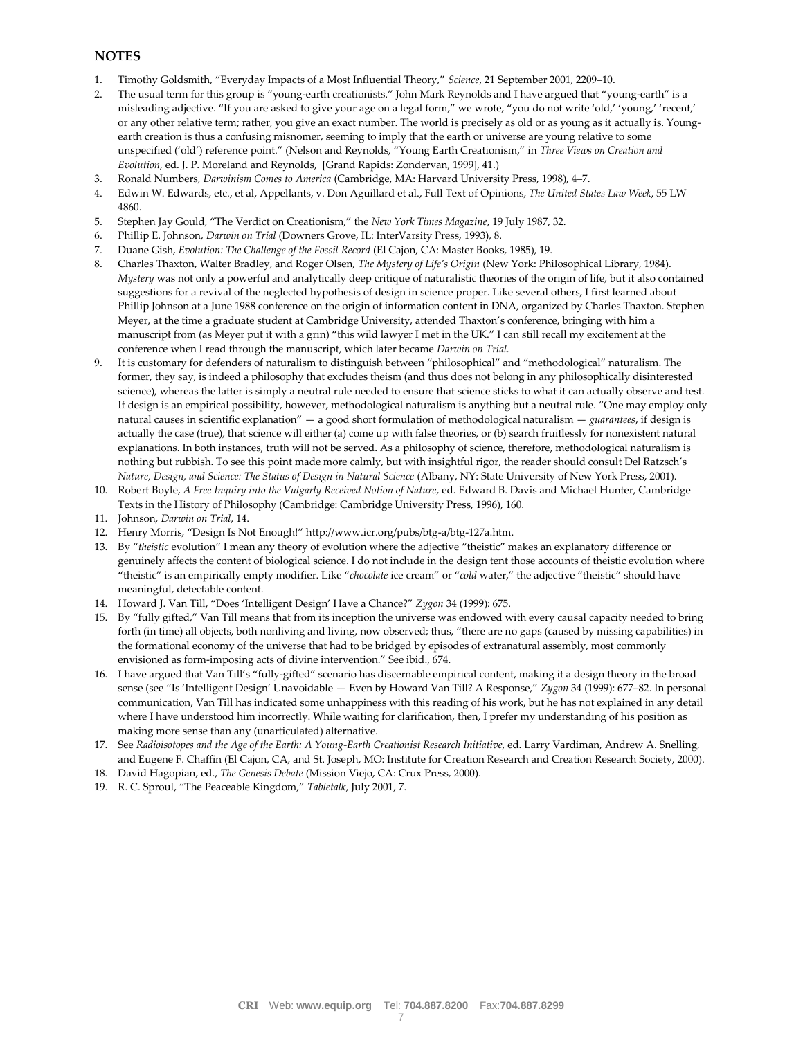## NOTES

1. Timothy Goldsmith, "Everyday Impacts of a Most Influential Theory," *Science*, 21 September 2001, 2209–10.
2. The usual term for this group is "young-earth creationists." John Mark Reynolds and I have argued that "young-earth" is a misleading adjective. "If you are asked to give your age on a legal form," we wrote, "you do not write 'old,' 'young,' 'recent,' or any other relative term; rather, you give an exact number. The world is precisely as old or as young as it actually is. Young-earth creation is thus a confusing misnomer, seeming to imply that the earth or universe are young relative to some unspecified ('old') reference point." (Nelson and Reynolds, "Young Earth Creationism," in *Three Views on Creation and Evolution*, ed. J. P. Moreland and Reynolds, [Grand Rapids: Zondervan, 1999], 41.)
3. Ronald Numbers, *Darwinism Comes to America* (Cambridge, MA: Harvard University Press, 1998), 4–7.
4. Edwin W. Edwards, etc., et al, Appellants, v. Don Aguillard et al., Full Text of Opinions, *The United States Law Week*, 55 LW 4860.
5. Stephen Jay Gould, "The Verdict on Creationism," the *New York Times Magazine*, 19 July 1987, 32.
6. Phillip E. Johnson, *Darwin on Trial* (Downers Grove, IL: InterVarsity Press, 1993), 8.
7. Duane Gish, *Evolution: The Challenge of the Fossil Record* (El Cajon, CA: Master Books, 1985), 19.
8. Charles Thaxton, Walter Bradley, and Roger Olsen, *The Mystery of Life's Origin* (New York: Philosophical Library, 1984). *Mystery* was not only a powerful and analytically deep critique of naturalistic theories of the origin of life, but it also contained suggestions for a revival of the neglected hypothesis of design in science proper. Like several others, I first learned about Phillip Johnson at a June 1988 conference on the origin of information content in DNA, organized by Charles Thaxton. Stephen Meyer, at the time a graduate student at Cambridge University, attended Thaxton's conference, bringing with him a manuscript from (as Meyer put it with a grin) "this wild lawyer I met in the UK." I can still recall my excitement at the conference when I read through the manuscript, which later became *Darwin on Trial.*
9. It is customary for defenders of naturalism to distinguish between "philosophical" and "methodological" naturalism. The former, they say, is indeed a philosophy that excludes theism (and thus does not belong in any philosophically disinterested science), whereas the latter is simply a neutral rule needed to ensure that science sticks to what it can actually observe and test. If design is an empirical possibility, however, methodological naturalism is anything but a neutral rule. "One may employ only natural causes in scientific explanation" — a good short formulation of methodological naturalism — *guarantees*, if design is actually the case (true), that science will either (a) come up with false theories, or (b) search fruitlessly for nonexistent natural explanations. In both instances, truth will not be served. As a philosophy of science, therefore, methodological naturalism is nothing but rubbish. To see this point made more calmly, but with insightful rigor, the reader should consult Del Ratzsch's *Nature, Design, and Science: The Status of Design in Natural Science* (Albany, NY: State University of New York Press, 2001).
10. Robert Boyle, *A Free Inquiry into the Vulgarly Received Notion of Nature*, ed. Edward B. Davis and Michael Hunter, Cambridge Texts in the History of Philosophy (Cambridge: Cambridge University Press, 1996), 160.
11. Johnson, *Darwin on Trial*, 14.
12. Henry Morris, "Design Is Not Enough!" http://www.icr.org/pubs/btg-a/btg-127a.htm.
13. By "*theistic* evolution" I mean any theory of evolution where the adjective "theistic" makes an explanatory difference or genuinely affects the content of biological science. I do not include in the design tent those accounts of theistic evolution where "theistic" is an empirically empty modifier. Like "*chocolate* ice cream" or "*cold* water," the adjective "theistic" should have meaningful, detectable content.
14. Howard J. Van Till, "Does 'Intelligent Design' Have a Chance?" *Zygon* 34 (1999): 675.
15. By "fully gifted," Van Till means that from its inception the universe was endowed with every causal capacity needed to bring forth (in time) all objects, both nonliving and living, now observed; thus, "there are no gaps (caused by missing capabilities) in the formational economy of the universe that had to be bridged by episodes of extranatural assembly, most commonly envisioned as form-imposing acts of divine intervention." See ibid., 674.
16. I have argued that Van Till's "fully-gifted" scenario has discernable empirical content, making it a design theory in the broad sense (see "Is 'Intelligent Design' Unavoidable — Even by Howard Van Till? A Response," *Zygon* 34 (1999): 677–82. In personal communication, Van Till has indicated some unhappiness with this reading of his work, but he has not explained in any detail where I have understood him incorrectly. While waiting for clarification, then, I prefer my understanding of his position as making more sense than any (unarticulated) alternative.
17. See *Radioisotopes and the Age of the Earth: A Young-Earth Creationist Research Initiative*, ed. Larry Vardiman, Andrew A. Snelling, and Eugene F. Chaffin (El Cajon, CA, and St. Joseph, MO: Institute for Creation Research and Creation Research Society, 2000).
18. David Hagopian, ed., *The Genesis Debate* (Mission Viejo, CA: Crux Press, 2000).
19. R. C. Sproul, "The Peaceable Kingdom," *Tabletalk*, July 2001, 7.